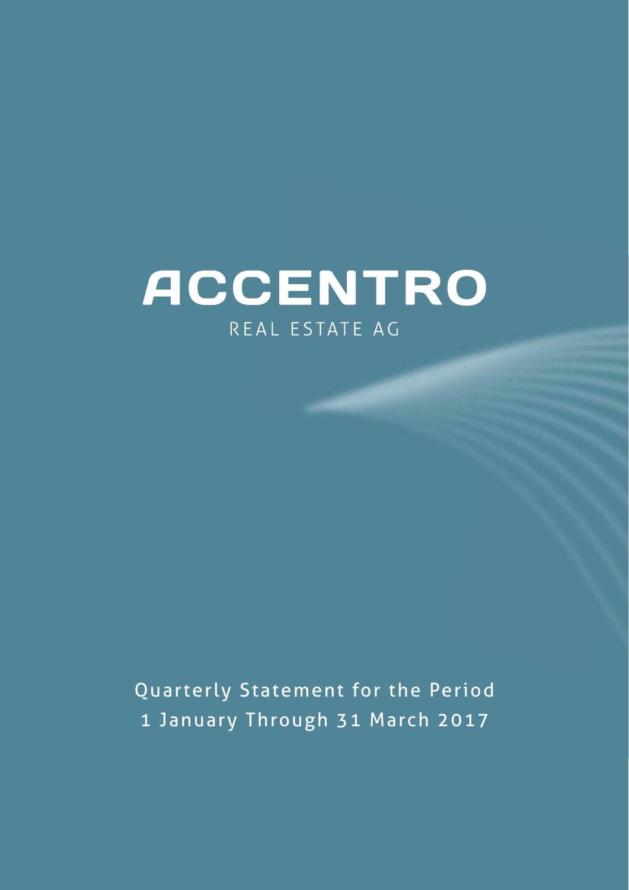# ACCENTRO

REAL ESTATE AG

Quarterly Statement for the Period
1 January Through 31 March 2017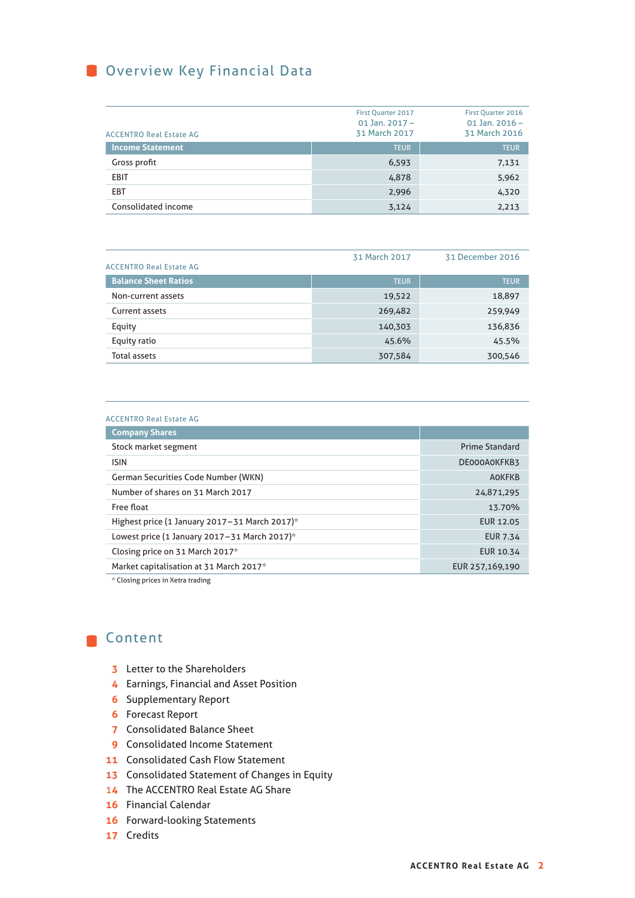# Overview Key Financial Data

| ACCENTRO Real Estate AG | First Quarter 2017<br>01 Jan. 2017 – 31 March 2017 | First Quarter 2016<br>01 Jan. 2016 – 31 March 2016 |
|---|---|---|
| **Income Statement** | TEUR | TEUR |
| Gross profit | 6,593 | 7,131 |
| EBIT | 4,878 | 5,962 |
| EBT | 2,996 | 4,320 |
| Consolidated income | 3,124 | 2,213 |

| ACCENTRO Real Estate AG | 31 March 2017 | 31 December 2016 |
|---|---|---|
| **Balance Sheet Ratios** | TEUR | TEUR |
| Non-current assets | 19,522 | 18,897 |
| Current assets | 269,482 | 259,949 |
| Equity | 140,303 | 136,836 |
| Equity ratio | 45.6% | 45.5% |
| Total assets | 307,584 | 300,546 |

ACCENTRO Real Estate AG

| Company Shares | |
|---|---|
| Stock market segment | Prime Standard |
| ISIN | DE000A0KFKB3 |
| German Securities Code Number (WKN) | A0KFKB |
| Number of shares on 31 March 2017 | 24,871,295 |
| Free float | 13.70% |
| Highest price (1 January 2017 – 31 March 2017)* | EUR 12.05 |
| Lowest price (1 January 2017 – 31 March 2017)* | EUR 7.34 |
| Closing price on 31 March 2017* | EUR 10.34 |
| Market capitalisation at 31 March 2017* | EUR 257,169,190 |

* Closing prices in Xetra trading

# Content

- 3 Letter to the Shareholders
- 4 Earnings, Financial and Asset Position
- 6 Supplementary Report
- 6 Forecast Report
- 7 Consolidated Balance Sheet
- 9 Consolidated Income Statement
- 11 Consolidated Cash Flow Statement
- 13 Consolidated Statement of Changes in Equity
- 14 The ACCENTRO Real Estate AG Share
- 16 Financial Calendar
- 16 Forward-looking Statements
- 17 Credits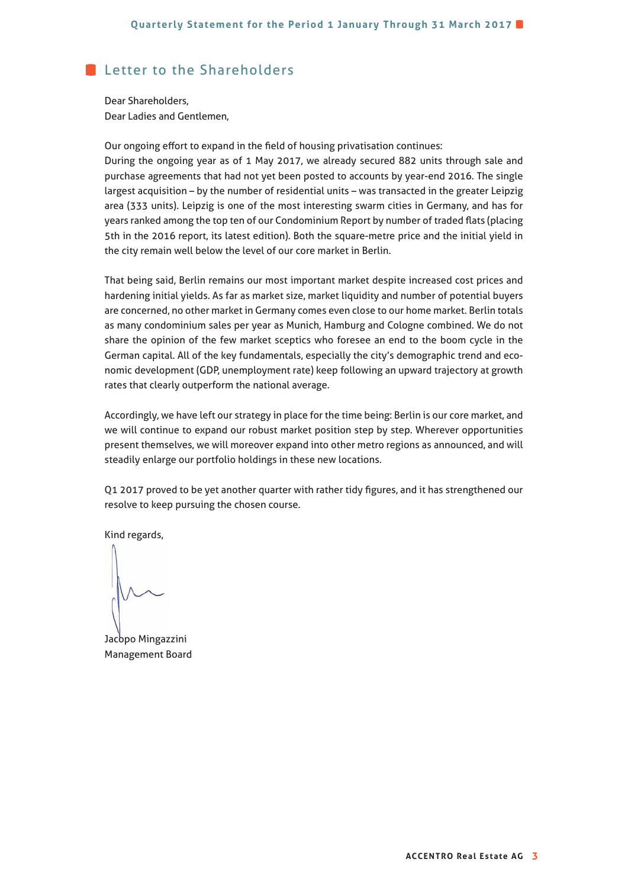## Letter to the Shareholders

Dear Shareholders,
Dear Ladies and Gentlemen,

Our ongoing effort to expand in the field of housing privatisation continues:
During the ongoing year as of 1 May 2017, we already secured 882 units through sale and purchase agreements that had not yet been posted to accounts by year-end 2016. The single largest acquisition – by the number of residential units – was transacted in the greater Leipzig area (333 units). Leipzig is one of the most interesting swarm cities in Germany, and has for years ranked among the top ten of our Condominium Report by number of traded flats (placing 5th in the 2016 report, its latest edition). Both the square-metre price and the initial yield in the city remain well below the level of our core market in Berlin.

That being said, Berlin remains our most important market despite increased cost prices and hardening initial yields. As far as market size, market liquidity and number of potential buyers are concerned, no other market in Germany comes even close to our home market. Berlin totals as many condominium sales per year as Munich, Hamburg and Cologne combined. We do not share the opinion of the few market sceptics who foresee an end to the boom cycle in the German capital. All of the key fundamentals, especially the city's demographic trend and economic development (GDP, unemployment rate) keep following an upward trajectory at growth rates that clearly outperform the national average.

Accordingly, we have left our strategy in place for the time being: Berlin is our core market, and we will continue to expand our robust market position step by step. Wherever opportunities present themselves, we will moreover expand into other metro regions as announced, and will steadily enlarge our portfolio holdings in these new locations.

Q1 2017 proved to be yet another quarter with rather tidy figures, and it has strengthened our resolve to keep pursuing the chosen course.

Kind regards,

Jacopo Mingazzini
Management Board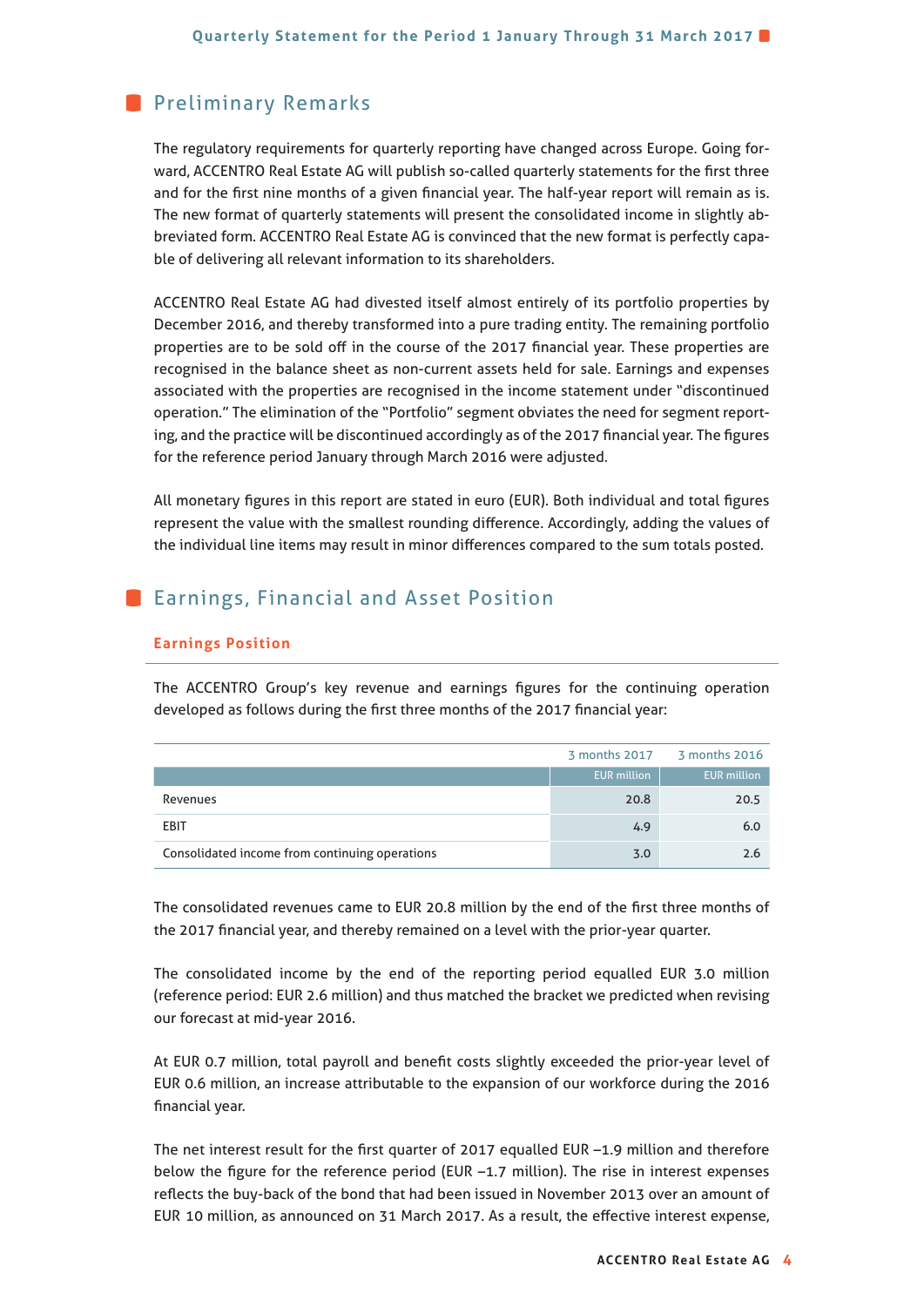## Preliminary Remarks

The regulatory requirements for quarterly reporting have changed across Europe. Going forward, ACCENTRO Real Estate AG will publish so-called quarterly statements for the first three and for the first nine months of a given financial year. The half-year report will remain as is. The new format of quarterly statements will present the consolidated income in slightly abbreviated form. ACCENTRO Real Estate AG is convinced that the new format is perfectly capable of delivering all relevant information to its shareholders.

ACCENTRO Real Estate AG had divested itself almost entirely of its portfolio properties by December 2016, and thereby transformed into a pure trading entity. The remaining portfolio properties are to be sold off in the course of the 2017 financial year. These properties are recognised in the balance sheet as non-current assets held for sale. Earnings and expenses associated with the properties are recognised in the income statement under "discontinued operation." The elimination of the "Portfolio" segment obviates the need for segment reporting, and the practice will be discontinued accordingly as of the 2017 financial year. The figures for the reference period January through March 2016 were adjusted.

All monetary figures in this report are stated in euro (EUR). Both individual and total figures represent the value with the smallest rounding difference. Accordingly, adding the values of the individual line items may result in minor differences compared to the sum totals posted.

## Earnings, Financial and Asset Position

### Earnings Position

The ACCENTRO Group's key revenue and earnings figures for the continuing operation developed as follows during the first three months of the 2017 financial year:

| | 3 months 2017 | 3 months 2016 |
|---|---|---|
| | EUR million | EUR million |
| Revenues | 20.8 | 20.5 |
| EBIT | 4.9 | 6.0 |
| Consolidated income from continuing operations | 3.0 | 2.6 |

The consolidated revenues came to EUR 20.8 million by the end of the first three months of the 2017 financial year, and thereby remained on a level with the prior-year quarter.

The consolidated income by the end of the reporting period equalled EUR 3.0 million (reference period: EUR 2.6 million) and thus matched the bracket we predicted when revising our forecast at mid-year 2016.

At EUR 0.7 million, total payroll and benefit costs slightly exceeded the prior-year level of EUR 0.6 million, an increase attributable to the expansion of our workforce during the 2016 financial year.

The net interest result for the first quarter of 2017 equalled EUR –1.9 million and therefore below the figure for the reference period (EUR –1.7 million). The rise in interest expenses reflects the buy-back of the bond that had been issued in November 2013 over an amount of EUR 10 million, as announced on 31 March 2017. As a result, the effective interest expense,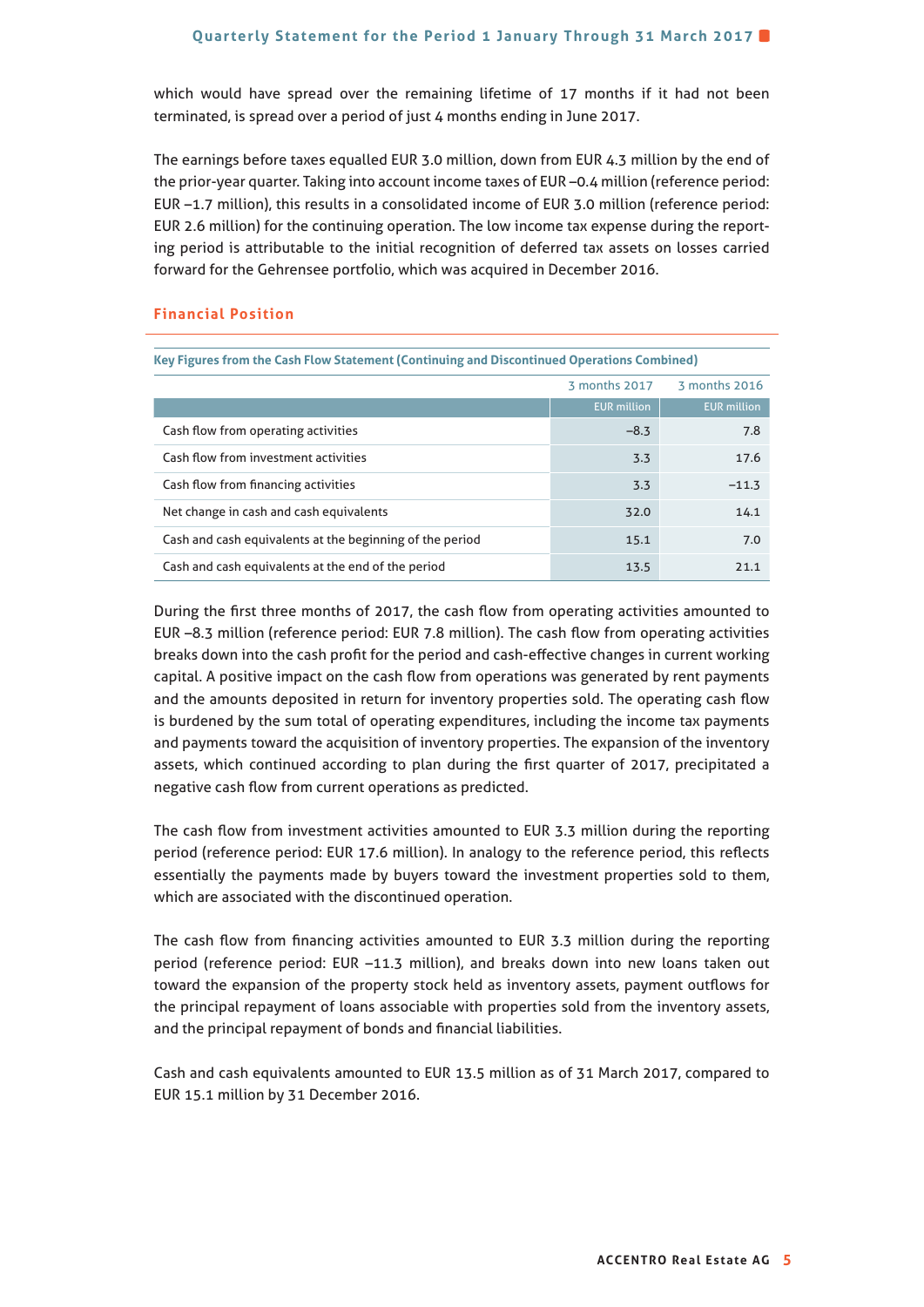which would have spread over the remaining lifetime of 17 months if it had not been terminated, is spread over a period of just 4 months ending in June 2017.

The earnings before taxes equalled EUR 3.0 million, down from EUR 4.3 million by the end of the prior-year quarter. Taking into account income taxes of EUR –0.4 million (reference period: EUR –1.7 million), this results in a consolidated income of EUR 3.0 million (reference period: EUR 2.6 million) for the continuing operation. The low income tax expense during the reporting period is attributable to the initial recognition of deferred tax assets on losses carried forward for the Gehrensee portfolio, which was acquired in December 2016.

## Financial Position

**Key Figures from the Cash Flow Statement (Continuing and Discontinued Operations Combined)**

| | 3 months 2017 | 3 months 2016 |
|---|---|---|
| | EUR million | EUR million |
| Cash flow from operating activities | –8.3 | 7.8 |
| Cash flow from investment activities | 3.3 | 17.6 |
| Cash flow from financing activities | 3.3 | –11.3 |
| Net change in cash and cash equivalents | 32.0 | 14.1 |
| Cash and cash equivalents at the beginning of the period | 15.1 | 7.0 |
| Cash and cash equivalents at the end of the period | 13.5 | 21.1 |

During the first three months of 2017, the cash flow from operating activities amounted to EUR –8.3 million (reference period: EUR 7.8 million). The cash flow from operating activities breaks down into the cash profit for the period and cash-effective changes in current working capital. A positive impact on the cash flow from operations was generated by rent payments and the amounts deposited in return for inventory properties sold. The operating cash flow is burdened by the sum total of operating expenditures, including the income tax payments and payments toward the acquisition of inventory properties. The expansion of the inventory assets, which continued according to plan during the first quarter of 2017, precipitated a negative cash flow from current operations as predicted.

The cash flow from investment activities amounted to EUR 3.3 million during the reporting period (reference period: EUR 17.6 million). In analogy to the reference period, this reflects essentially the payments made by buyers toward the investment properties sold to them, which are associated with the discontinued operation.

The cash flow from financing activities amounted to EUR 3.3 million during the reporting period (reference period: EUR –11.3 million), and breaks down into new loans taken out toward the expansion of the property stock held as inventory assets, payment outflows for the principal repayment of loans associable with properties sold from the inventory assets, and the principal repayment of bonds and financial liabilities.

Cash and cash equivalents amounted to EUR 13.5 million as of 31 March 2017, compared to EUR 15.1 million by 31 December 2016.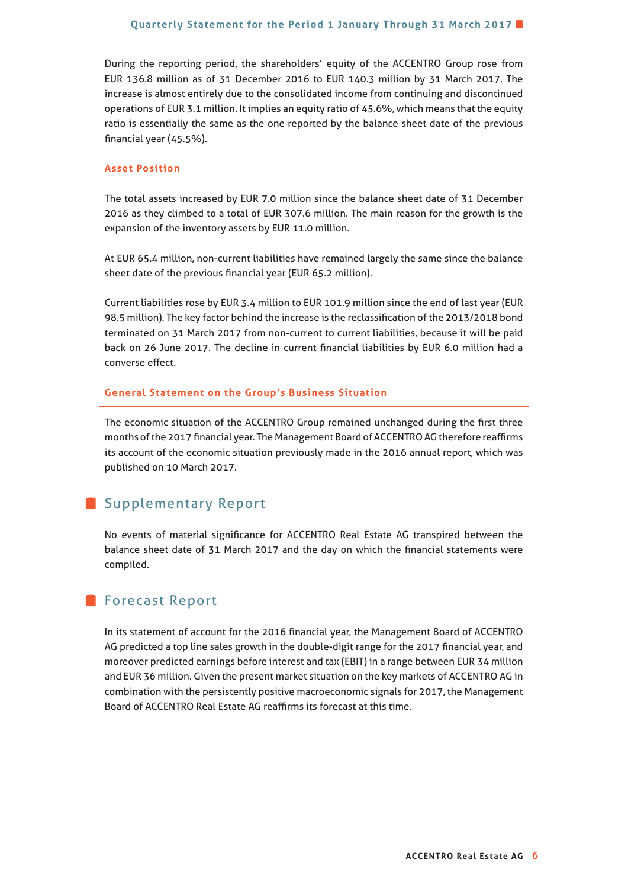During the reporting period, the shareholders' equity of the ACCENTRO Group rose from EUR 136.8 million as of 31 December 2016 to EUR 140.3 million by 31 March 2017. The increase is almost entirely due to the consolidated income from continuing and discontinued operations of EUR 3.1 million. It implies an equity ratio of 45.6%, which means that the equity ratio is essentially the same as the one reported by the balance sheet date of the previous financial year (45.5%).

### Asset Position

The total assets increased by EUR 7.0 million since the balance sheet date of 31 December 2016 as they climbed to a total of EUR 307.6 million. The main reason for the growth is the expansion of the inventory assets by EUR 11.0 million.

At EUR 65.4 million, non-current liabilities have remained largely the same since the balance sheet date of the previous financial year (EUR 65.2 million).

Current liabilities rose by EUR 3.4 million to EUR 101.9 million since the end of last year (EUR 98.5 million). The key factor behind the increase is the reclassification of the 2013/2018 bond terminated on 31 March 2017 from non-current to current liabilities, because it will be paid back on 26 June 2017. The decline in current financial liabilities by EUR 6.0 million had a converse effect.

### General Statement on the Group's Business Situation

The economic situation of the ACCENTRO Group remained unchanged during the first three months of the 2017 financial year. The Management Board of ACCENTRO AG therefore reaffirms its account of the economic situation previously made in the 2016 annual report, which was published on 10 March 2017.

## Supplementary Report

No events of material significance for ACCENTRO Real Estate AG transpired between the balance sheet date of 31 March 2017 and the day on which the financial statements were compiled.

## Forecast Report

In its statement of account for the 2016 financial year, the Management Board of ACCENTRO AG predicted a top line sales growth in the double-digit range for the 2017 financial year, and moreover predicted earnings before interest and tax (EBIT) in a range between EUR 34 million and EUR 36 million. Given the present market situation on the key markets of ACCENTRO AG in combination with the persistently positive macroeconomic signals for 2017, the Management Board of ACCENTRO Real Estate AG reaffirms its forecast at this time.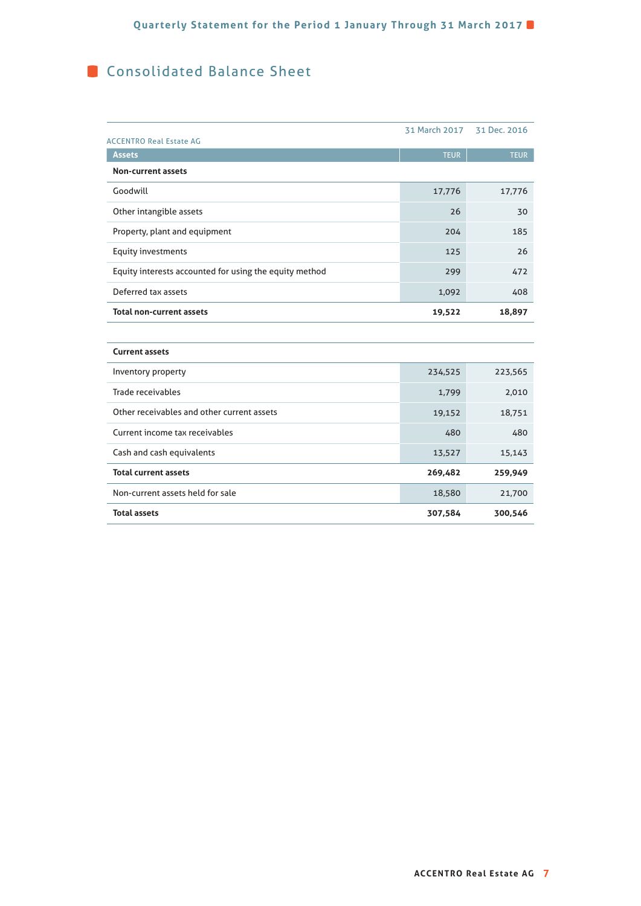## Consolidated Balance Sheet

ACCENTRO Real Estate AG

| Assets | 31 March 2017<br>TEUR | 31 Dec. 2016<br>TEUR |
|---|---|---|
| **Non-current assets** | | |
| Goodwill | 17,776 | 17,776 |
| Other intangible assets | 26 | 30 |
| Property, plant and equipment | 204 | 185 |
| Equity investments | 125 | 26 |
| Equity interests accounted for using the equity method | 299 | 472 |
| Deferred tax assets | 1,092 | 408 |
| **Total non-current assets** | **19,522** | **18,897** |
| | | |
| **Current assets** | | |
| Inventory property | 234,525 | 223,565 |
| Trade receivables | 1,799 | 2,010 |
| Other receivables and other current assets | 19,152 | 18,751 |
| Current income tax receivables | 480 | 480 |
| Cash and cash equivalents | 13,527 | 15,143 |
| **Total current assets** | **269,482** | **259,949** |
| Non-current assets held for sale | 18,580 | 21,700 |
| **Total assets** | **307,584** | **300,546** |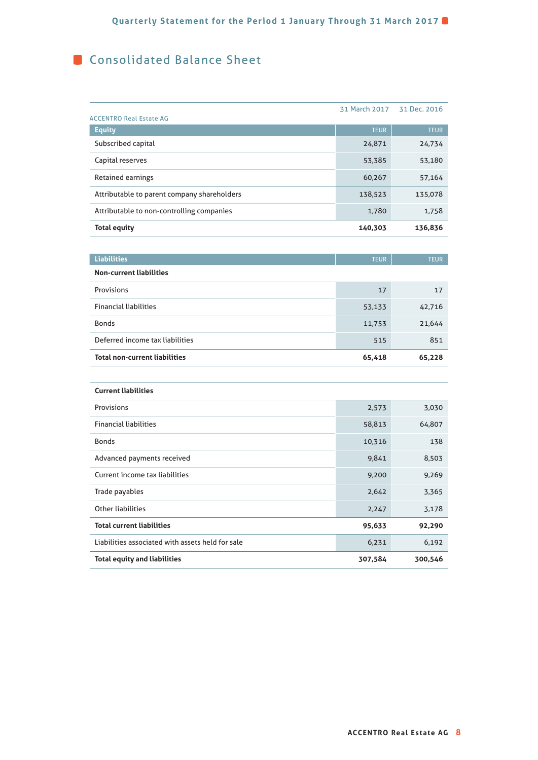# Consolidated Balance Sheet

| ACCENTRO Real Estate AG | 31 March 2017 | 31 Dec. 2016 |
|---|---|---|
| **Equity** | TEUR | TEUR |
| Subscribed capital | 24,871 | 24,734 |
| Capital reserves | 53,385 | 53,180 |
| Retained earnings | 60,267 | 57,164 |
| Attributable to parent company shareholders | 138,523 | 135,078 |
| Attributable to non-controlling companies | 1,780 | 1,758 |
| **Total equity** | **140,303** | **136,836** |
| **Liabilities** | TEUR | TEUR |
| **Non-current liabilities** | | |
| Provisions | 17 | 17 |
| Financial liabilities | 53,133 | 42,716 |
| Bonds | 11,753 | 21,644 |
| Deferred income tax liabilities | 515 | 851 |
| **Total non-current liabilities** | **65,418** | **65,228** |
| **Current liabilities** | | |
| Provisions | 2,573 | 3,030 |
| Financial liabilities | 58,813 | 64,807 |
| Bonds | 10,316 | 138 |
| Advanced payments received | 9,841 | 8,503 |
| Current income tax liabilities | 9,200 | 9,269 |
| Trade payables | 2,642 | 3,365 |
| Other liabilities | 2,247 | 3,178 |
| **Total current liabilities** | **95,633** | **92,290** |
| Liabilities associated with assets held for sale | 6,231 | 6,192 |
| **Total equity and liabilities** | **307,584** | **300,546** |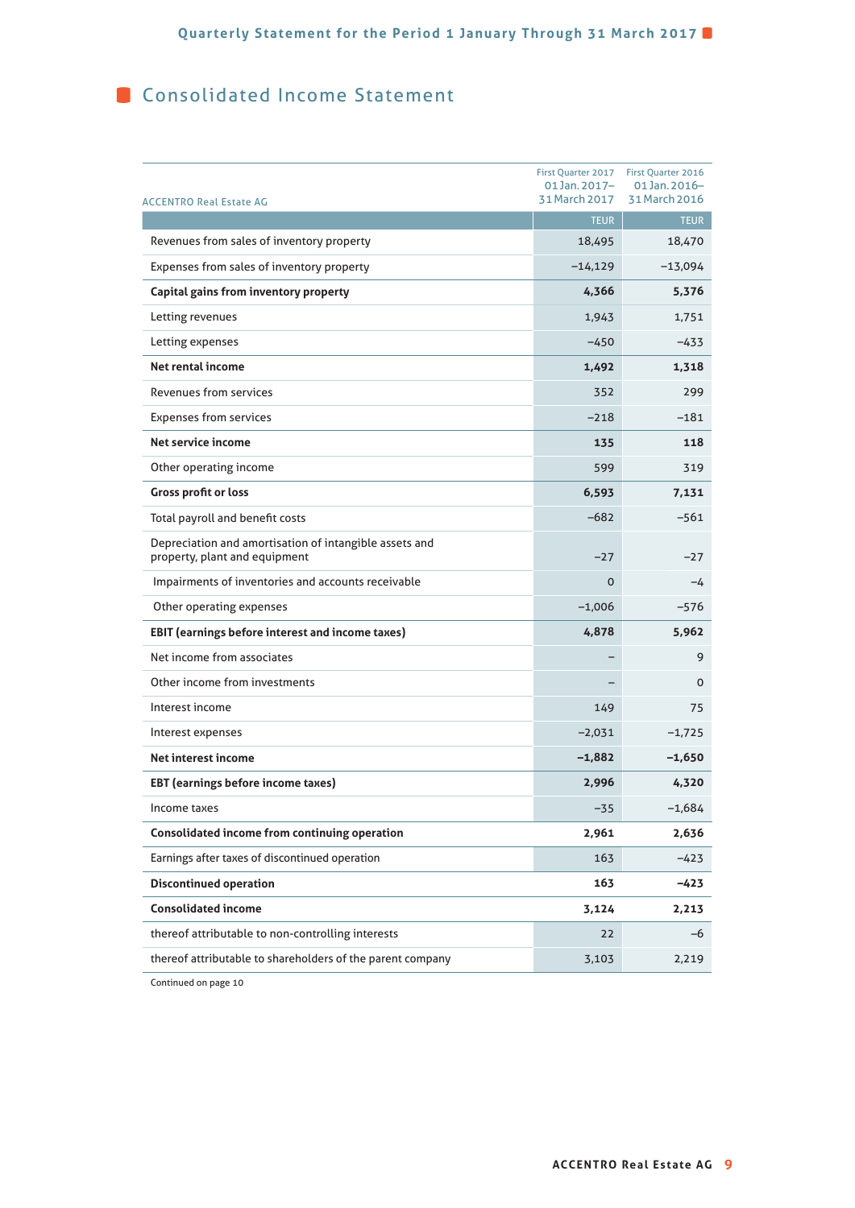# Consolidated Income Statement

| ACCENTRO Real Estate AG | First Quarter 2017<br>01 Jan. 2017–<br>31 March 2017 | First Quarter 2016<br>01 Jan. 2016–<br>31 March 2016 |
|---|---|---|
| | TEUR | TEUR |
| Revenues from sales of inventory property | 18,495 | 18,470 |
| Expenses from sales of inventory property | –14,129 | –13,094 |
| **Capital gains from inventory property** | **4,366** | **5,376** |
| Letting revenues | 1,943 | 1,751 |
| Letting expenses | –450 | –433 |
| **Net rental income** | **1,492** | **1,318** |
| Revenues from services | 352 | 299 |
| Expenses from services | –218 | –181 |
| **Net service income** | **135** | **118** |
| Other operating income | 599 | 319 |
| **Gross profit or loss** | **6,593** | **7,131** |
| Total payroll and benefit costs | –682 | –561 |
| Depreciation and amortisation of intangible assets and property, plant and equipment | –27 | –27 |
| Impairments of inventories and accounts receivable | 0 | –4 |
| Other operating expenses | –1,006 | –576 |
| **EBIT (earnings before interest and income taxes)** | **4,878** | **5,962** |
| Net income from associates | – | 9 |
| Other income from investments | – | 0 |
| Interest income | 149 | 75 |
| Interest expenses | –2,031 | –1,725 |
| **Net interest income** | **–1,882** | **–1,650** |
| **EBT (earnings before income taxes)** | **2,996** | **4,320** |
| Income taxes | –35 | –1,684 |
| **Consolidated income from continuing operation** | **2,961** | **2,636** |
| Earnings after taxes of discontinued operation | 163 | –423 |
| **Discontinued operation** | **163** | **–423** |
| **Consolidated income** | **3,124** | **2,213** |
| thereof attributable to non-controlling interests | 22 | –6 |
| thereof attributable to shareholders of the parent company | 3,103 | 2,219 |

Continued on page 10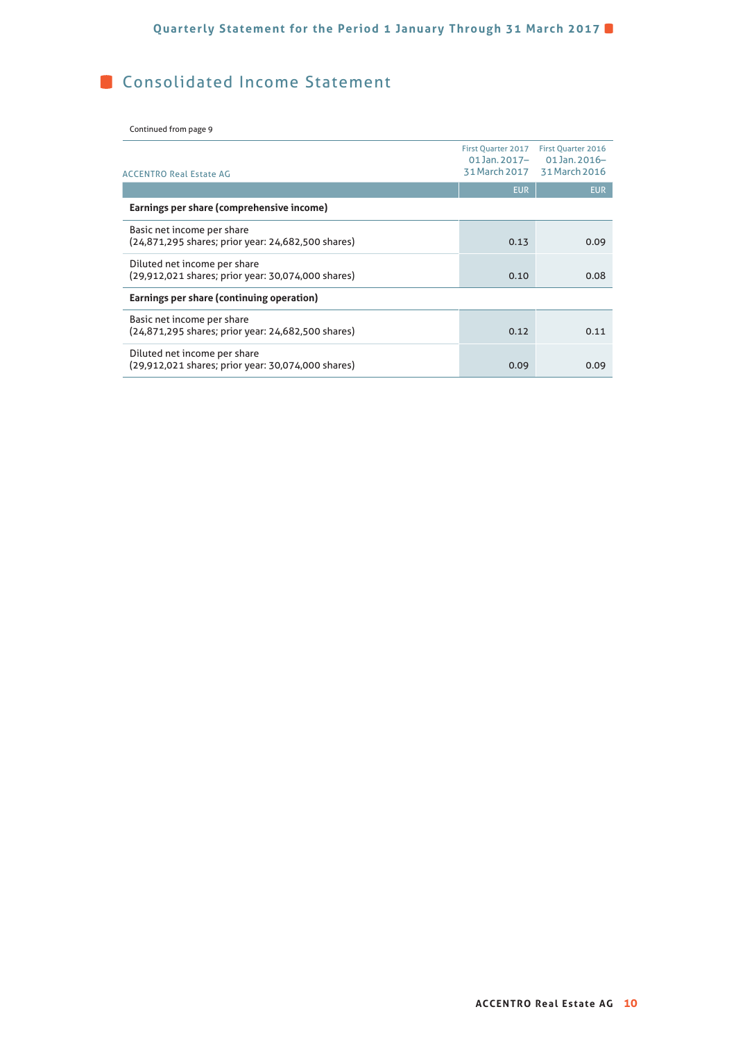# Consolidated Income Statement

Continued from page 9

| ACCENTRO Real Estate AG | First Quarter 2017<br>01 Jan. 2017–<br>31 March 2017 | First Quarter 2016<br>01 Jan. 2016–<br>31 March 2016 |
|---|---|---|
| | EUR | EUR |
| **Earnings per share (comprehensive income)** | | |
| Basic net income per share<br>(24,871,295 shares; prior year: 24,682,500 shares) | 0.13 | 0.09 |
| Diluted net income per share<br>(29,912,021 shares; prior year: 30,074,000 shares) | 0.10 | 0.08 |
| **Earnings per share (continuing operation)** | | |
| Basic net income per share<br>(24,871,295 shares; prior year: 24,682,500 shares) | 0.12 | 0.11 |
| Diluted net income per share<br>(29,912,021 shares; prior year: 30,074,000 shares) | 0.09 | 0.09 |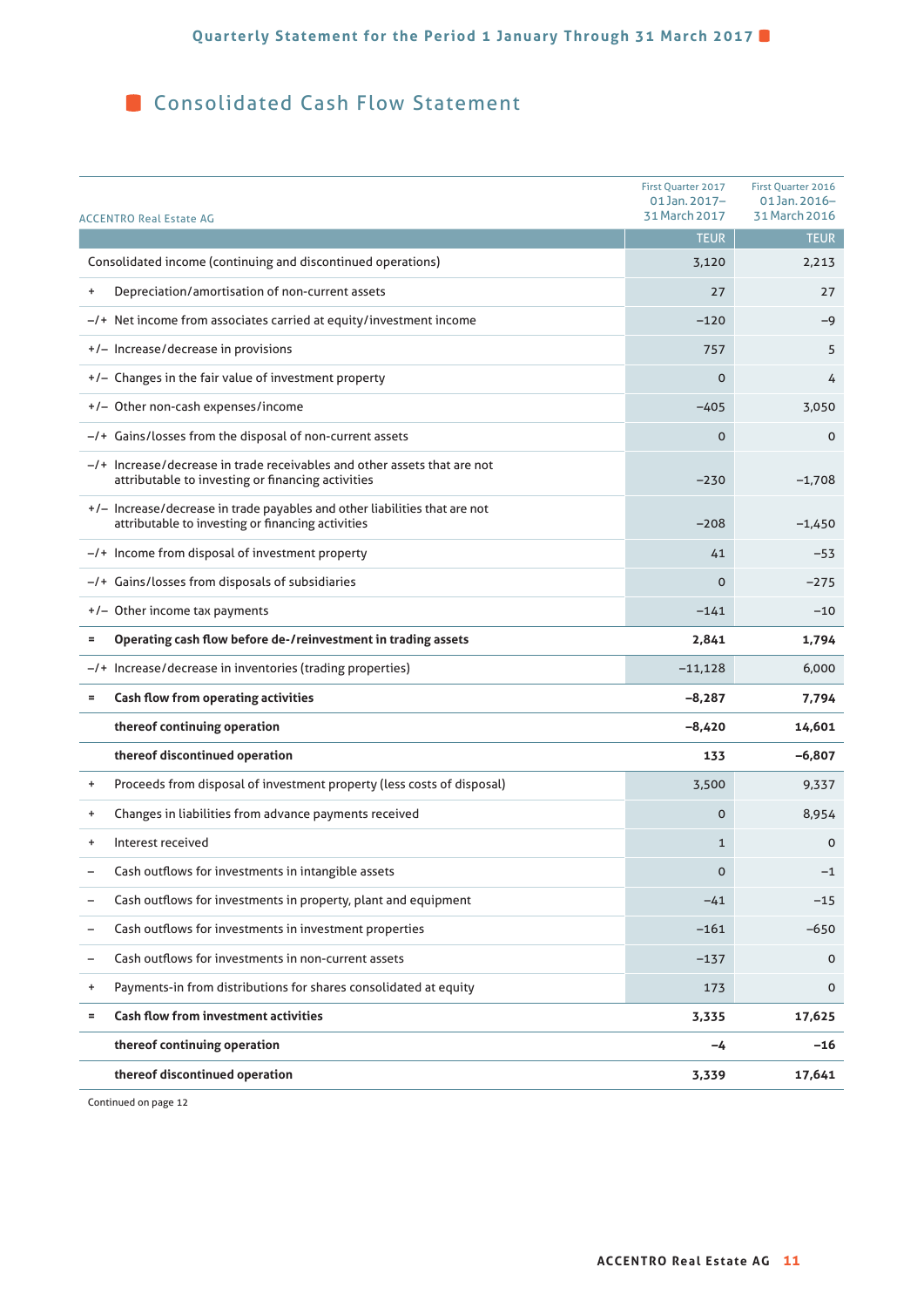# Consolidated Cash Flow Statement

| ACCENTRO Real Estate AG | | First Quarter 2017 01 Jan. 2017– 31 March 2017 | First Quarter 2016 01 Jan. 2016– 31 March 2016 |
|---|---|---|---|
| | | TEUR | TEUR |
| | Consolidated income (continuing and discontinued operations) | 3,120 | 2,213 |
| + | Depreciation/amortisation of non-current assets | 27 | 27 |
| –/+ | Net income from associates carried at equity/investment income | –120 | –9 |
| +/– | Increase/decrease in provisions | 757 | 5 |
| +/– | Changes in the fair value of investment property | 0 | 4 |
| +/– | Other non-cash expenses/income | –405 | 3,050 |
| –/+ | Gains/losses from the disposal of non-current assets | 0 | 0 |
| –/+ | Increase/decrease in trade receivables and other assets that are not attributable to investing or financing activities | –230 | –1,708 |
| +/– | Increase/decrease in trade payables and other liabilities that are not attributable to investing or financing activities | –208 | –1,450 |
| –/+ | Income from disposal of investment property | 41 | –53 |
| –/+ | Gains/losses from disposals of subsidiaries | 0 | –275 |
| +/– | Other income tax payments | –141 | –10 |
| = | **Operating cash flow before de-/reinvestment in trading assets** | **2,841** | **1,794** |
| –/+ | Increase/decrease in inventories (trading properties) | –11,128 | 6,000 |
| = | **Cash flow from operating activities** | **–8,287** | **7,794** |
| | **thereof continuing operation** | **–8,420** | **14,601** |
| | **thereof discontinued operation** | **133** | **–6,807** |
| + | Proceeds from disposal of investment property (less costs of disposal) | 3,500 | 9,337 |
| + | Changes in liabilities from advance payments received | 0 | 8,954 |
| + | Interest received | 1 | 0 |
| – | Cash outflows for investments in intangible assets | 0 | –1 |
| – | Cash outflows for investments in property, plant and equipment | –41 | –15 |
| – | Cash outflows for investments in investment properties | –161 | –650 |
| – | Cash outflows for investments in non-current assets | –137 | 0 |
| + | Payments-in from distributions for shares consolidated at equity | 173 | 0 |
| = | **Cash flow from investment activities** | **3,335** | **17,625** |
| | **thereof continuing operation** | **–4** | **–16** |
| | **thereof discontinued operation** | **3,339** | **17,641** |

Continued on page 12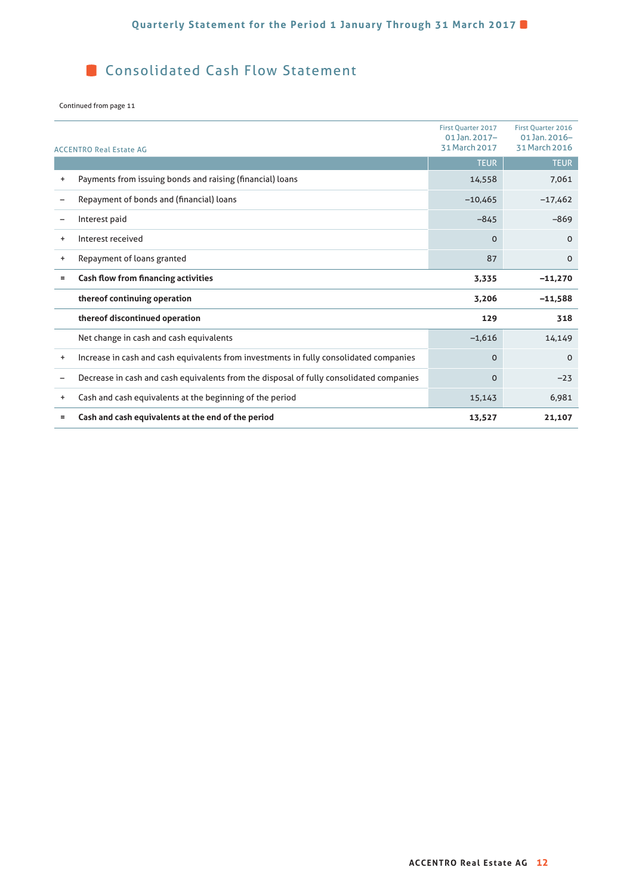## Consolidated Cash Flow Statement

Continued from page 11

| | ACCENTRO Real Estate AG | First Quarter 2017 01 Jan. 2017– 31 March 2017 | First Quarter 2016 01 Jan. 2016– 31 March 2016 |
|---|---|---|---|
| | | TEUR | TEUR |
| + | Payments from issuing bonds and raising (financial) loans | 14,558 | 7,061 |
| – | Repayment of bonds and (financial) loans | –10,465 | –17,462 |
| – | Interest paid | –845 | –869 |
| + | Interest received | 0 | 0 |
| + | Repayment of loans granted | 87 | 0 |
| = | **Cash flow from financing activities** | **3,335** | **–11,270** |
| | **thereof continuing operation** | **3,206** | **–11,588** |
| | **thereof discontinued operation** | **129** | **318** |
| | Net change in cash and cash equivalents | –1,616 | 14,149 |
| + | Increase in cash and cash equivalents from investments in fully consolidated companies | 0 | 0 |
| – | Decrease in cash and cash equivalents from the disposal of fully consolidated companies | 0 | –23 |
| + | Cash and cash equivalents at the beginning of the period | 15,143 | 6,981 |
| = | **Cash and cash equivalents at the end of the period** | **13,527** | **21,107** |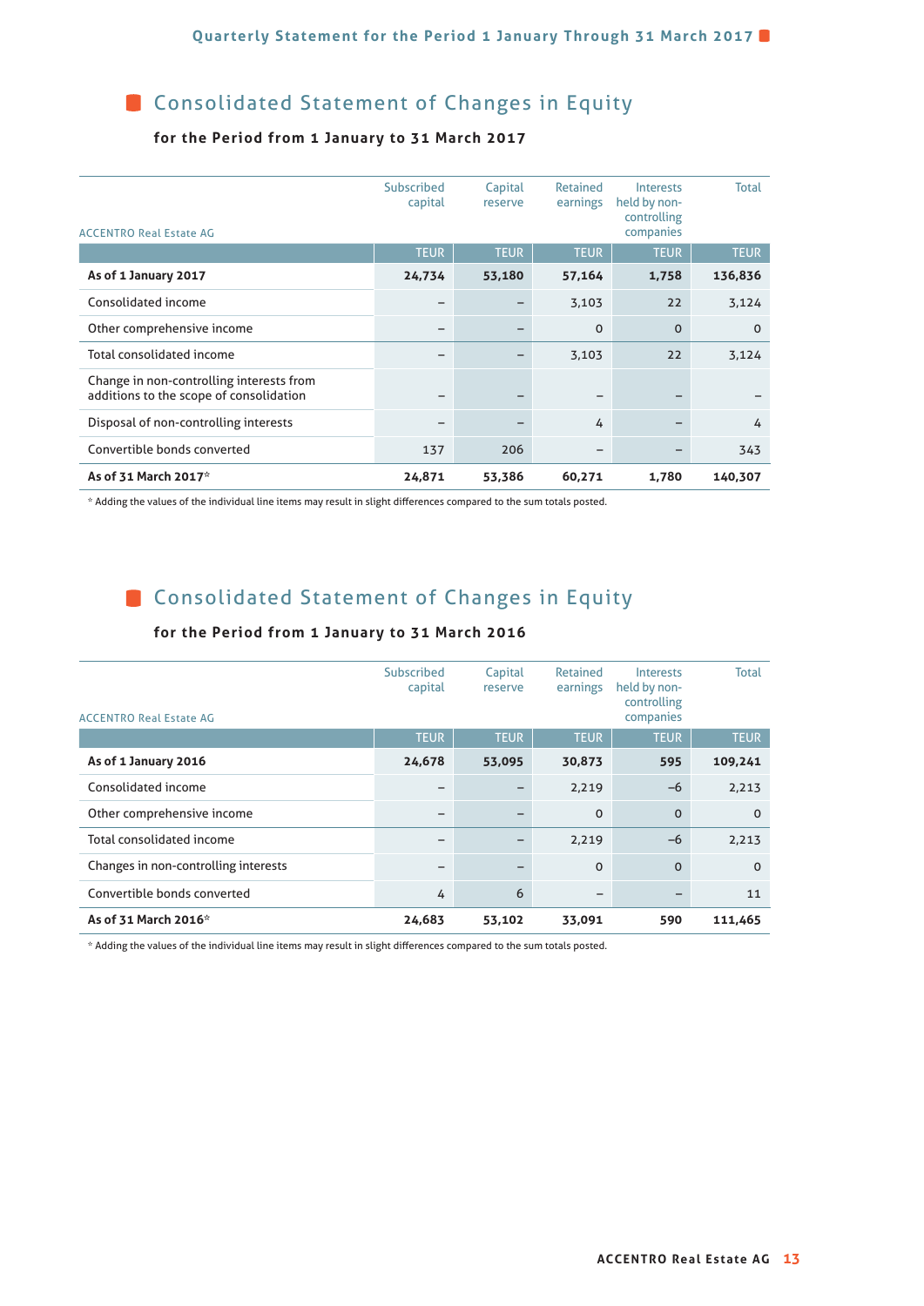## Consolidated Statement of Changes in Equity

### for the Period from 1 January to 31 March 2017

| ACCENTRO Real Estate AG | Subscribed capital | Capital reserve | Retained earnings | Interests held by non-controlling companies | Total |
|---|---|---|---|---|---|
| | TEUR | TEUR | TEUR | TEUR | TEUR |
| **As of 1 January 2017** | **24,734** | **53,180** | **57,164** | **1,758** | **136,836** |
| Consolidated income | – | – | 3,103 | 22 | 3,124 |
| Other comprehensive income | – | – | 0 | 0 | 0 |
| Total consolidated income | – | – | 3,103 | 22 | 3,124 |
| Change in non-controlling interests from additions to the scope of consolidation | – | – | – | – | – |
| Disposal of non-controlling interests | – | – | 4 | – | 4 |
| Convertible bonds converted | 137 | 206 | – | – | 343 |
| **As of 31 March 2017*** | **24,871** | **53,386** | **60,271** | **1,780** | **140,307** |

* Adding the values of the individual line items may result in slight differences compared to the sum totals posted.

## Consolidated Statement of Changes in Equity

### for the Period from 1 January to 31 March 2016

| ACCENTRO Real Estate AG | Subscribed capital | Capital reserve | Retained earnings | Interests held by non-controlling companies | Total |
|---|---|---|---|---|---|
| | TEUR | TEUR | TEUR | TEUR | TEUR |
| **As of 1 January 2016** | **24,678** | **53,095** | **30,873** | **595** | **109,241** |
| Consolidated income | – | – | 2,219 | –6 | 2,213 |
| Other comprehensive income | – | – | 0 | 0 | 0 |
| Total consolidated income | – | – | 2,219 | –6 | 2,213 |
| Changes in non-controlling interests | – | – | 0 | 0 | 0 |
| Convertible bonds converted | 4 | 6 | – | – | 11 |
| **As of 31 March 2016*** | **24,683** | **53,102** | **33,091** | **590** | **111,465** |

* Adding the values of the individual line items may result in slight differences compared to the sum totals posted.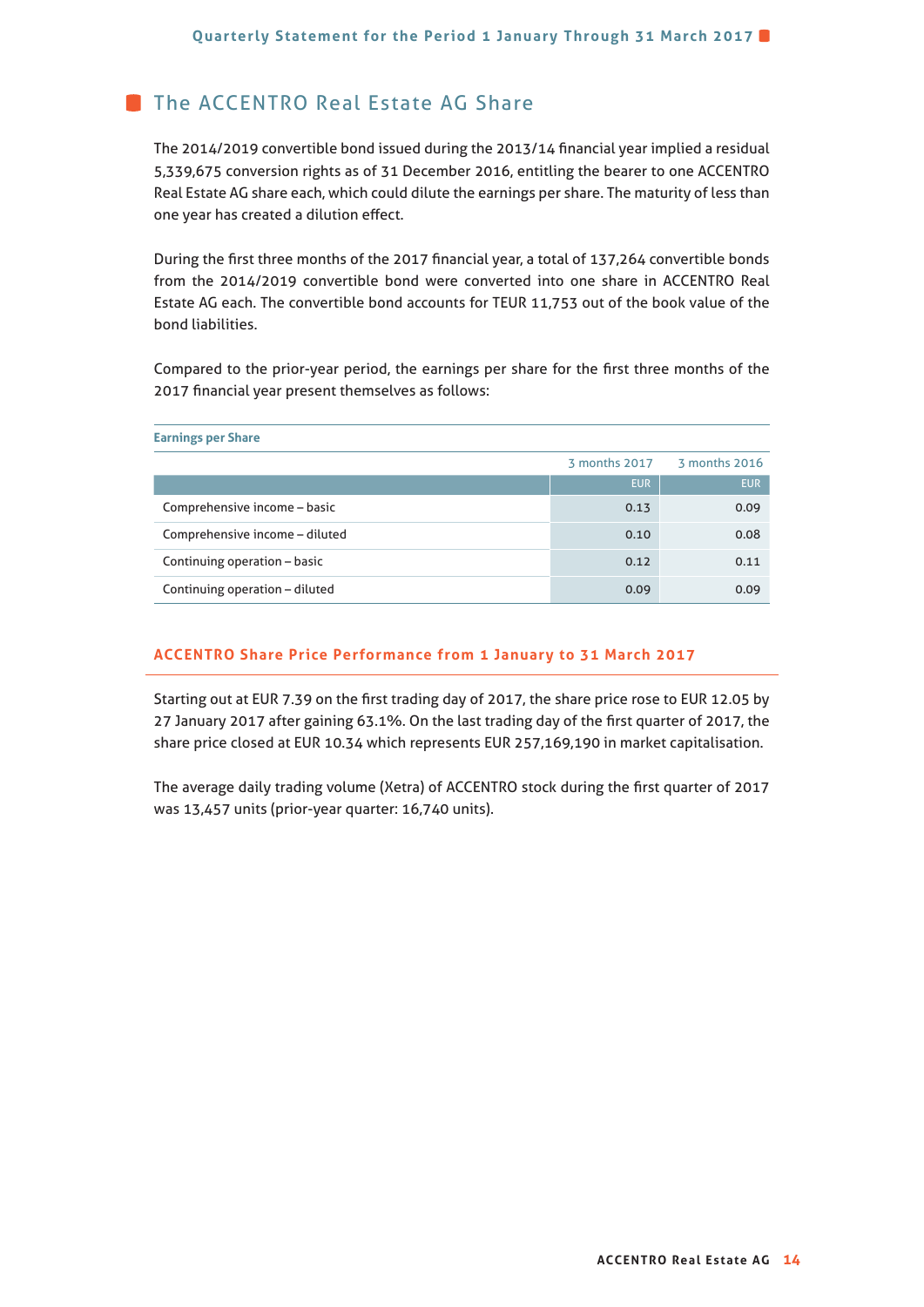## The ACCENTRO Real Estate AG Share

The 2014/2019 convertible bond issued during the 2013/14 financial year implied a residual 5,339,675 conversion rights as of 31 December 2016, entitling the bearer to one ACCENTRO Real Estate AG share each, which could dilute the earnings per share. The maturity of less than one year has created a dilution effect.

During the first three months of the 2017 financial year, a total of 137,264 convertible bonds from the 2014/2019 convertible bond were converted into one share in ACCENTRO Real Estate AG each. The convertible bond accounts for TEUR 11,753 out of the book value of the bond liabilities.

Compared to the prior-year period, the earnings per share for the first three months of the 2017 financial year present themselves as follows:

**Earnings per Share**

| | 3 months 2017 | 3 months 2016 |
|---|---|---|
| | EUR | EUR |
| Comprehensive income – basic | 0.13 | 0.09 |
| Comprehensive income – diluted | 0.10 | 0.08 |
| Continuing operation – basic | 0.12 | 0.11 |
| Continuing operation – diluted | 0.09 | 0.09 |

### ACCENTRO Share Price Performance from 1 January to 31 March 2017

Starting out at EUR 7.39 on the first trading day of 2017, the share price rose to EUR 12.05 by 27 January 2017 after gaining 63.1%. On the last trading day of the first quarter of 2017, the share price closed at EUR 10.34 which represents EUR 257,169,190 in market capitalisation.

The average daily trading volume (Xetra) of ACCENTRO stock during the first quarter of 2017 was 13,457 units (prior-year quarter: 16,740 units).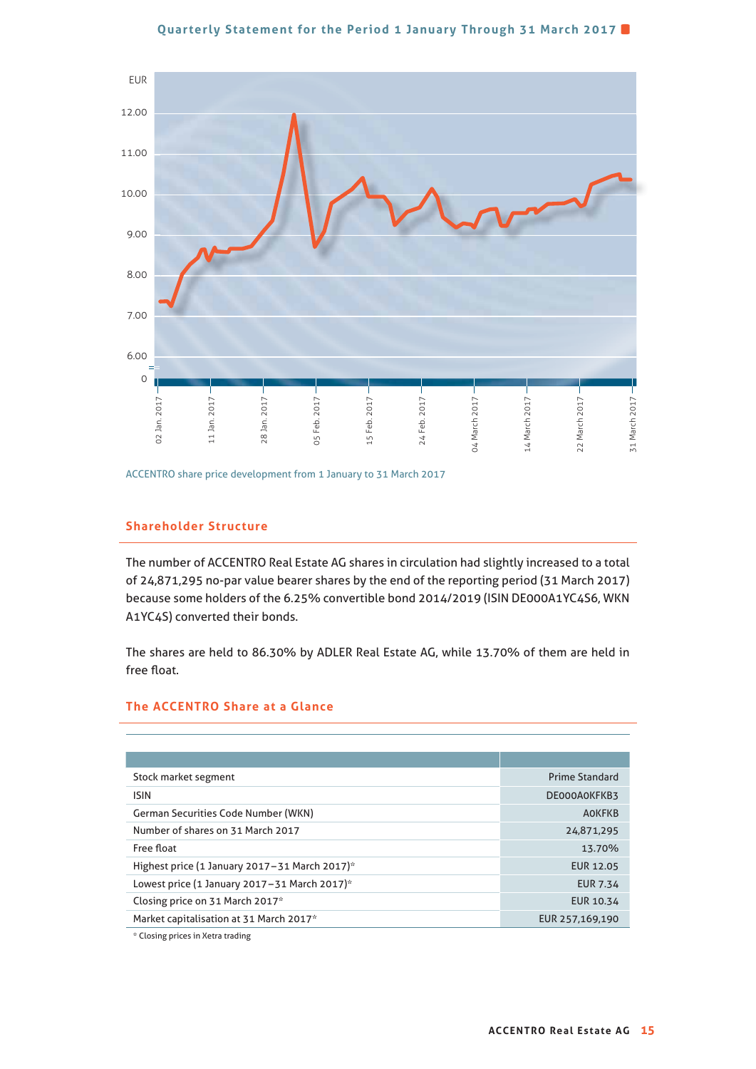ACCENTRO share price development from 1 January to 31 March 2017

## Shareholder Structure

The number of ACCENTRO Real Estate AG shares in circulation had slightly increased to a total of 24,871,295 no-par value bearer shares by the end of the reporting period (31 March 2017) because some holders of the 6.25% convertible bond 2014/2019 (ISIN DE000A1YC4S6, WKN A1YC4S) converted their bonds.

The shares are held to 86.30% by ADLER Real Estate AG, while 13.70% of them are held in free float.

## The ACCENTRO Share at a Glance

| | |
|---|---|
| Stock market segment | Prime Standard |
| ISIN | DE000A0KFKB3 |
| German Securities Code Number (WKN) | A0KFKB |
| Number of shares on 31 March 2017 | 24,871,295 |
| Free float | 13.70% |
| Highest price (1 January 2017–31 March 2017)* | EUR 12.05 |
| Lowest price (1 January 2017–31 March 2017)* | EUR 7.34 |
| Closing price on 31 March 2017* | EUR 10.34 |
| Market capitalisation at 31 March 2017* | EUR 257,169,190 |

* Closing prices in Xetra trading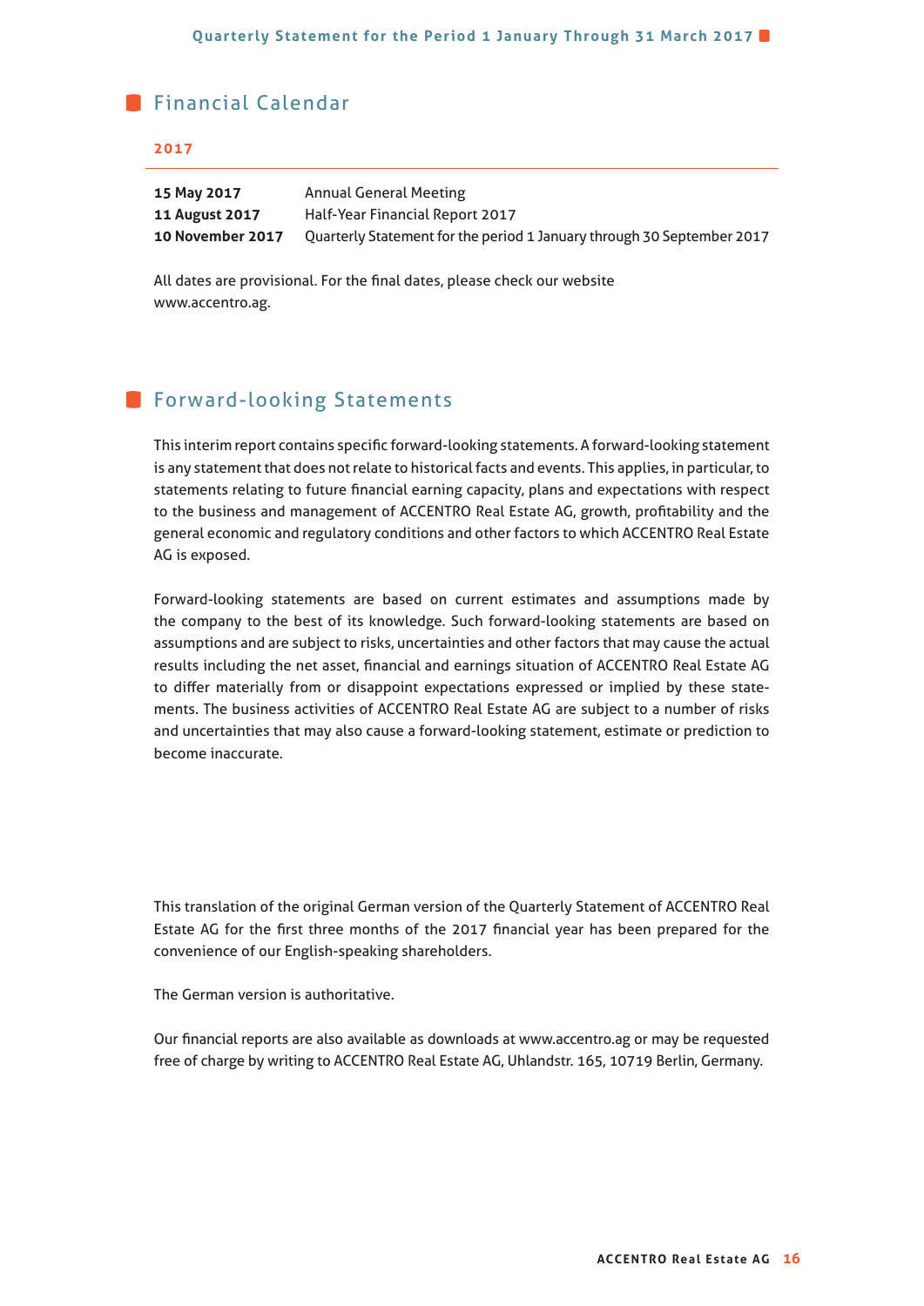## Financial Calendar

**2017**

| | |
|---|---|
| **15 May 2017** | Annual General Meeting |
| **11 August 2017** | Half-Year Financial Report 2017 |
| **10 November 2017** | Quarterly Statement for the period 1 January through 30 September 2017 |

All dates are provisional. For the final dates, please check our website www.accentro.ag.

## Forward-looking Statements

This interim report contains specific forward-looking statements. A forward-looking statement is any statement that does not relate to historical facts and events. This applies, in particular, to statements relating to future financial earning capacity, plans and expectations with respect to the business and management of ACCENTRO Real Estate AG, growth, profitability and the general economic and regulatory conditions and other factors to which ACCENTRO Real Estate AG is exposed.

Forward-looking statements are based on current estimates and assumptions made by the company to the best of its knowledge. Such forward-looking statements are based on assumptions and are subject to risks, uncertainties and other factors that may cause the actual results including the net asset, financial and earnings situation of ACCENTRO Real Estate AG to differ materially from or disappoint expectations expressed or implied by these statements. The business activities of ACCENTRO Real Estate AG are subject to a number of risks and uncertainties that may also cause a forward-looking statement, estimate or prediction to become inaccurate.

This translation of the original German version of the Quarterly Statement of ACCENTRO Real Estate AG for the first three months of the 2017 financial year has been prepared for the convenience of our English-speaking shareholders.

The German version is authoritative.

Our financial reports are also available as downloads at www.accentro.ag or may be requested free of charge by writing to ACCENTRO Real Estate AG, Uhlandstr. 165, 10719 Berlin, Germany.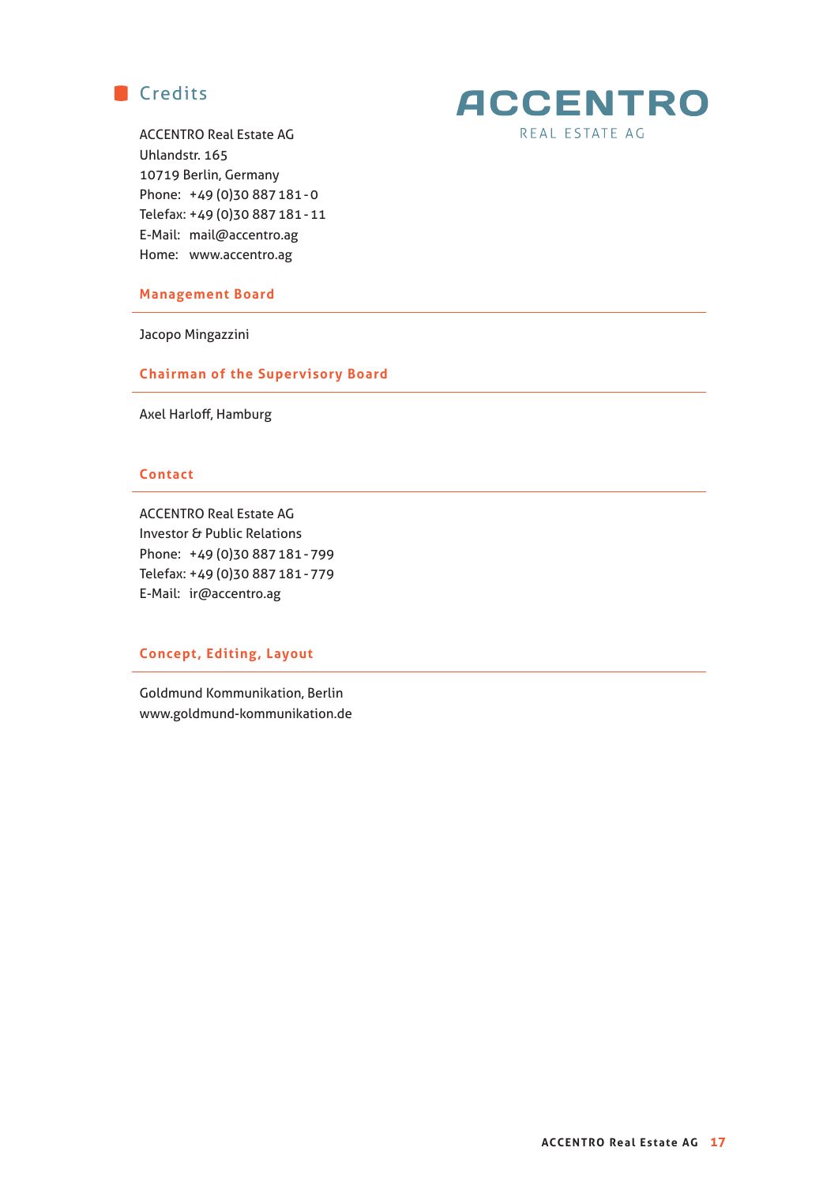## Credits

ACCENTRO REAL ESTATE AG

ACCENTRO Real Estate AG
Uhlandstr. 165
10719 Berlin, Germany
Phone: +49 (0)30 887 181 - 0
Telefax: +49 (0)30 887 181 - 11
E-Mail: mail@accentro.ag
Home: www.accentro.ag

### Management Board

Jacopo Mingazzini

### Chairman of the Supervisory Board

Axel Harloff, Hamburg

### Contact

ACCENTRO Real Estate AG
Investor & Public Relations
Phone: +49 (0)30 887 181 - 799
Telefax: +49 (0)30 887 181 - 779
E-Mail: ir@accentro.ag

### Concept, Editing, Layout

Goldmund Kommunikation, Berlin
www.goldmund-kommunikation.de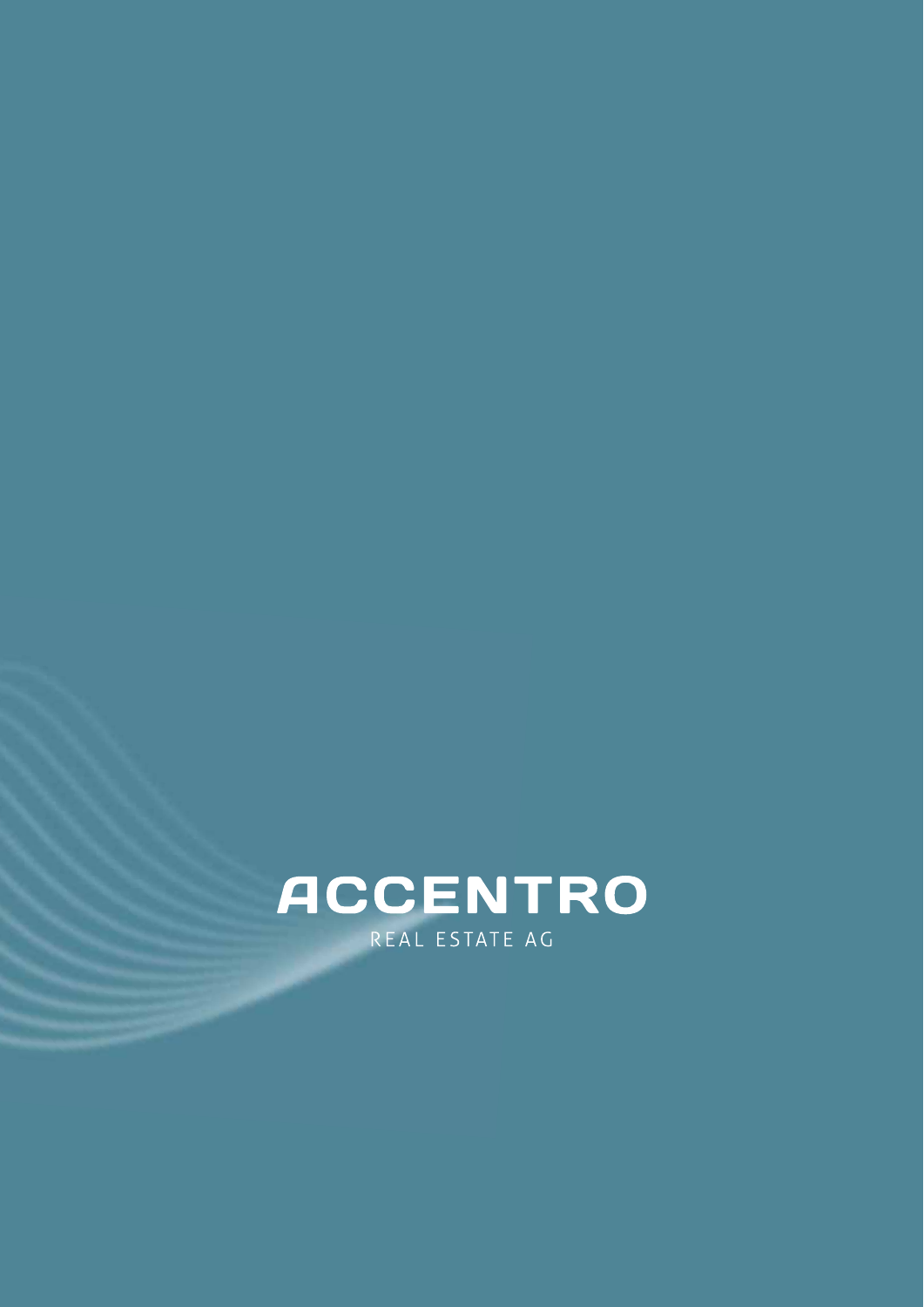ACCENTRO

REAL ESTATE AG